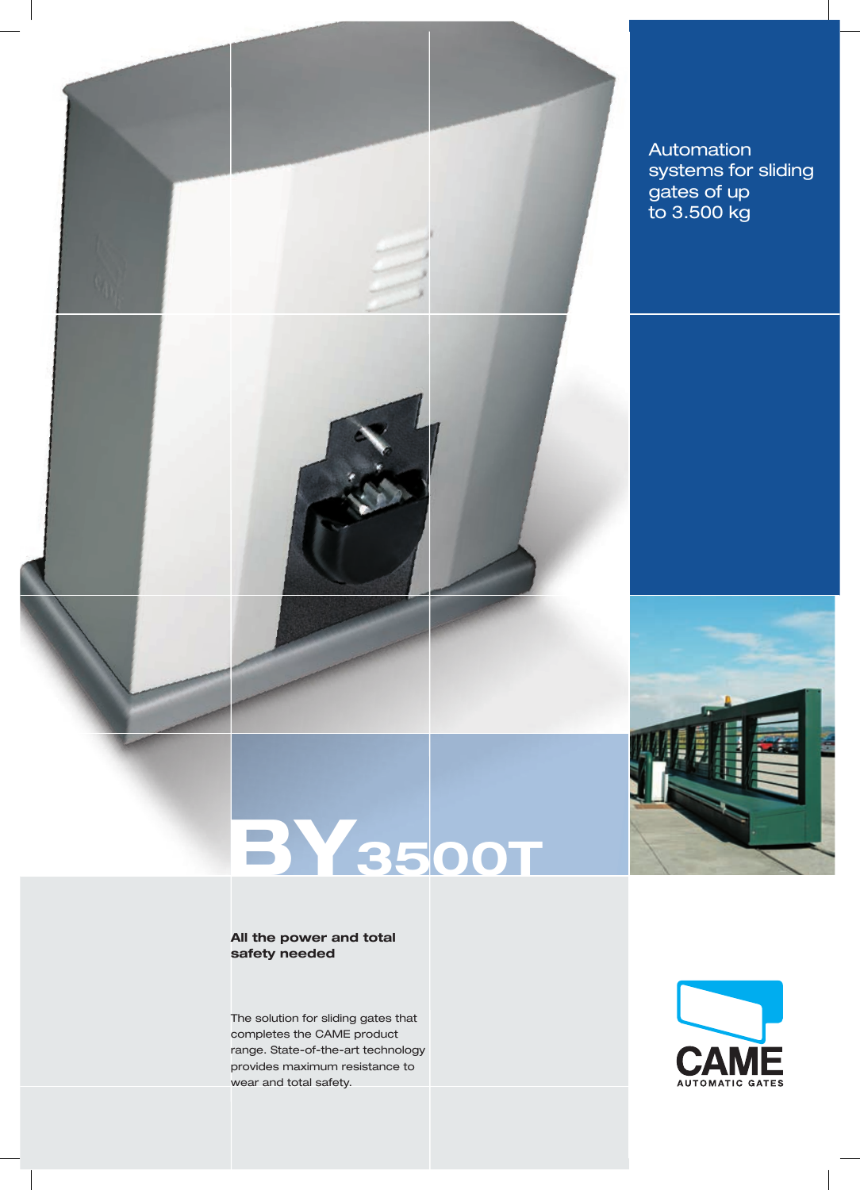Automation systems for sliding gates of up to 3.500 kg

# BY3500T

**All the power and total safety needed**

The solution for sliding gates that completes the CAME product range. State-of-the-art technology provides maximum resistance to wear and total safety.

CAME
AUTOMATIC GATES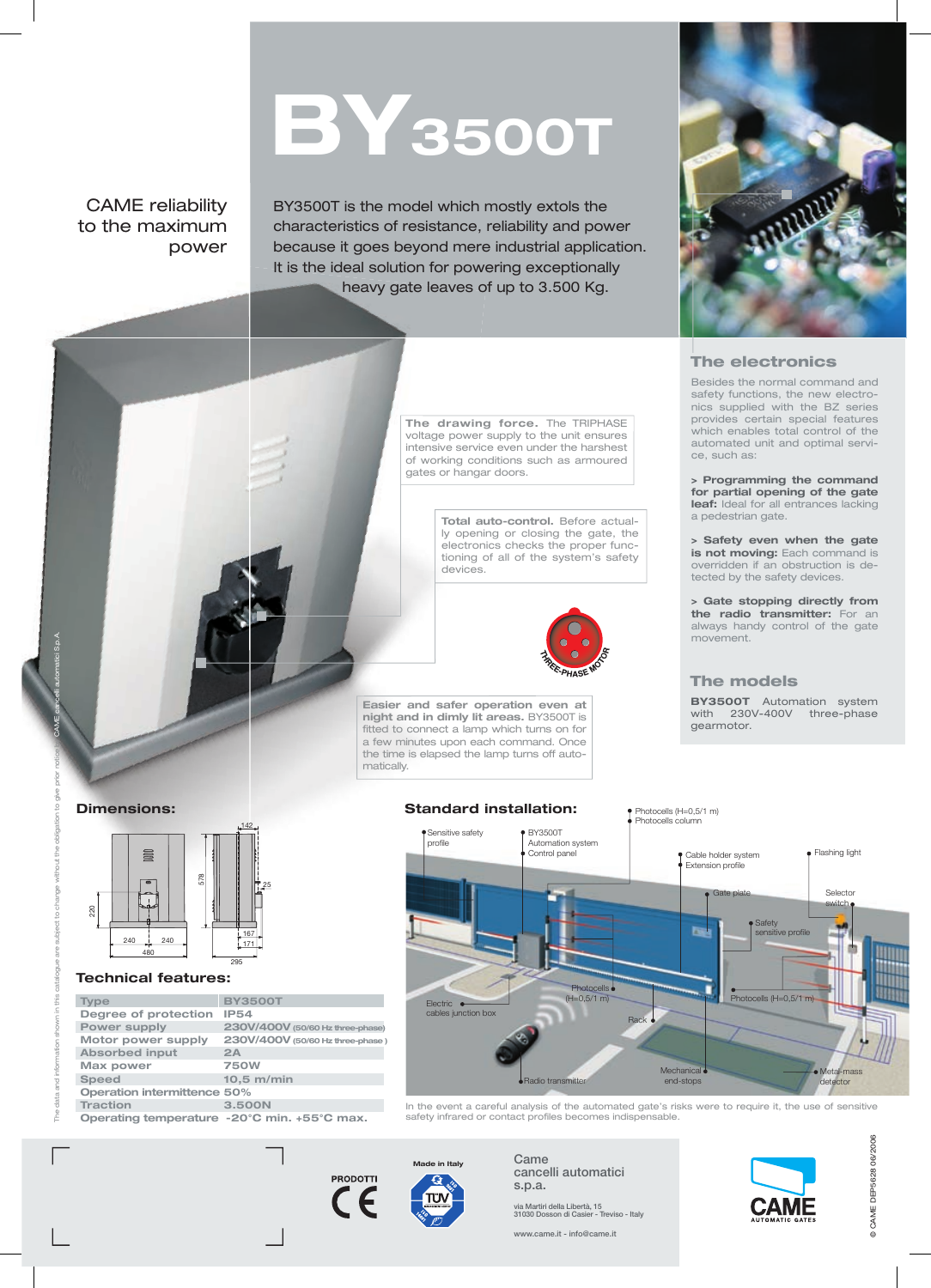# BY3500T

CAME reliability to the maximum power

BY3500T is the model which mostly extols the characteristics of resistance, reliability and power because it goes beyond mere industrial application. It is the ideal solution for powering exceptionally heavy gate leaves of up to 3.500 Kg.

**The drawing force.** The TRIPHASE voltage power supply to the unit ensures intensive service even under the harshest of working conditions such as armoured gates or hangar doors.

**Total auto-control.** Before actually opening or closing the gate, the electronics checks the proper functioning of all of the system's safety devices.

THREE-PHASE MOTOR

**Easier and safer operation even at night and in dimly lit areas.** BY3500T is fitted to connect a lamp which turns on for a few minutes upon each command. Once the time is elapsed the lamp turns off automatically.

## The electronics

Besides the normal command and safety functions, the new electronics supplied with the BZ series provides certain special features which enables total control of the automated unit and optimal service, such as:

> **Programming the command for partial opening of the gate leaf:** Ideal for all entrances lacking a pedestrian gate.

> **Safety even when the gate is not moving:** Each command is overridden if an obstruction is detected by the safety devices.

> **Gate stopping directly from the radio transmitter:** For an always handy control of the gate movement.

## The models

**BY3500T** Automation system with 230V-400V three-phase gearmotor.

## Dimensions:

142
578
25
220
240
240
480
167
171
295

## Technical features:

| Type | BY3500T |
|---|---|
| Degree of protection | IP54 |
| Power supply | 230V/400V (50/60 Hz three-phase) |
| Motor power supply | 230V/400V (50/60 Hz three-phase ) |
| Absorbed input | 2A |
| Max power | 750W |
| Speed | 10,5 m/min |
| Operation intermittence | 50% |
| Traction | 3.500N |
| Operating temperature | -20°C min. +55°C max. |

## Standard installation:

Photocells (H=0,5/1 m)
Photocells column
Sensitive safety profile
BY3500T Automation system Control panel
Cable holder system Extension profile
Flashing light
Gate plate
Selector switch
Safety sensitive profile
Photocells (H=0,5/1 m)
Electric cables junction box
Photocells (H=0,5/1 m)
Rack
Radio transmitter
Mechanical end-stops
Metal-mass detector

In the event a careful analysis of the automated gate's risks were to require it, the use of sensitive safety infrared or contact profiles becomes indispensable.

The data and information shown in this catalogue are subject to change without the obligation to give prior notice - CAME cancelli automatici S.p.A.

PRODOTTI CE

Made in Italy

Came cancelli automatici s.p.a.

via Martiri della Libertà, 15
31030 Dosson di Casier - Treviso - Italy

www.came.it - info@came.it

CAME AUTOMATIC GATES

© CAME DEP5628 06/2006